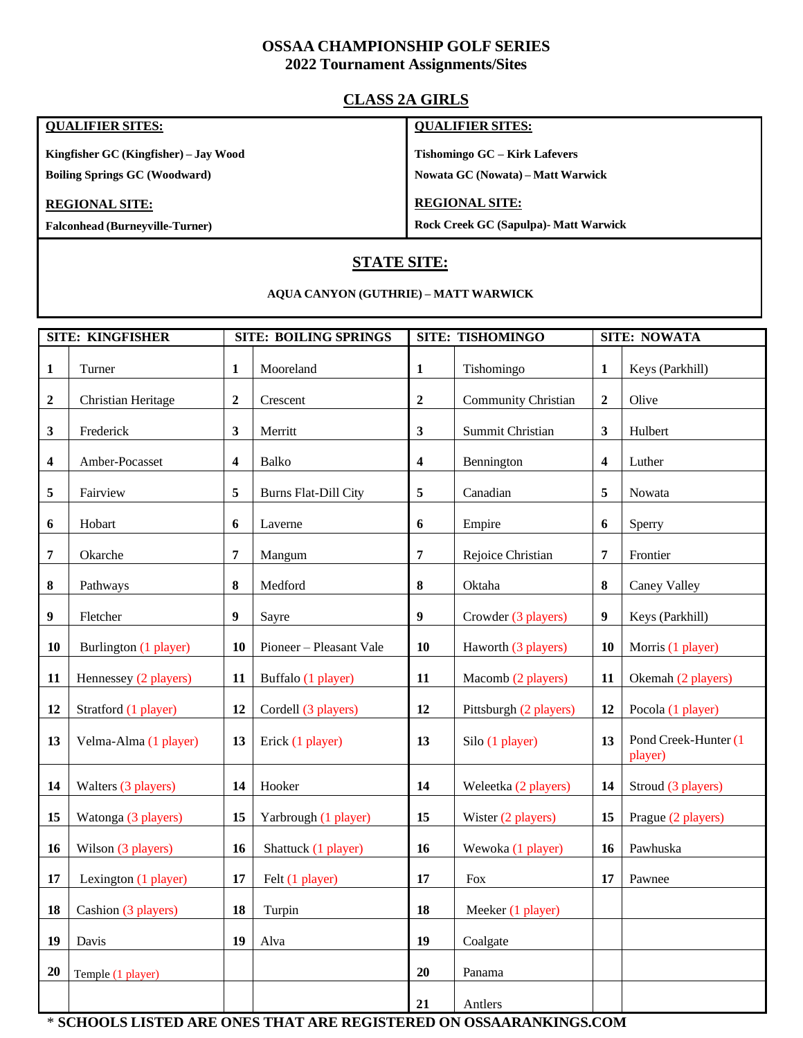# OSSAA CHAMPIONSHIP GOLF SERIES
## 2022 Tournament Assignments/Sites

## CLASS 2A GIRLS

| QUALIFIER SITES: | QUALIFIER SITES: |
|---|---|
| **Kingfisher GC (Kingfisher) – Jay Wood** | **Tishomingo GC – Kirk Lafevers** |
| **Boiling Springs GC (Woodward)** | **Nowata GC (Nowata) – Matt Warwick** |
| **REGIONAL SITE:** | **REGIONAL SITE:** |
| **Falconhead (Burneyville-Turner)** | **Rock Creek GC (Sapulpa)- Matt Warwick** |

### STATE SITE:

**AQUA CANYON (GUTHRIE) – MATT WARWICK**

| SITE: KINGFISHER | | SITE: BOILING SPRINGS | | SITE: TISHOMINGO | | SITE: NOWATA | |
|---|---|---|---|---|---|---|---|
| **1** | Turner | **1** | Mooreland | **1** | Tishomingo | **1** | Keys (Parkhill) |
| **2** | Christian Heritage | **2** | Crescent | **2** | Community Christian | **2** | Olive |
| **3** | Frederick | **3** | Merritt | **3** | Summit Christian | **3** | Hulbert |
| **4** | Amber-Pocasset | **4** | Balko | **4** | Bennington | **4** | Luther |
| **5** | Fairview | **5** | Burns Flat-Dill City | **5** | Canadian | **5** | Nowata |
| **6** | Hobart | **6** | Laverne | **6** | Empire | **6** | Sperry |
| **7** | Okarche | **7** | Mangum | **7** | Rejoice Christian | **7** | Frontier |
| **8** | Pathways | **8** | Medford | **8** | Oktaha | **8** | Caney Valley |
| **9** | Fletcher | **9** | Sayre | **9** | Crowder (3 players) | **9** | Keys (Parkhill) |
| **10** | Burlington (1 player) | **10** | Pioneer – Pleasant Vale | **10** | Haworth (3 players) | **10** | Morris (1 player) |
| **11** | Hennessey (2 players) | **11** | Buffalo (1 player) | **11** | Macomb (2 players) | **11** | Okemah (2 players) |
| **12** | Stratford (1 player) | **12** | Cordell (3 players) | **12** | Pittsburgh (2 players) | **12** | Pocola (1 player) |
| **13** | Velma-Alma (1 player) | **13** | Erick (1 player) | **13** | Silo (1 player) | **13** | Pond Creek-Hunter (1 player) |
| **14** | Walters (3 players) | **14** | Hooker | **14** | Weleetka (2 players) | **14** | Stroud (3 players) |
| **15** | Watonga (3 players) | **15** | Yarbrough (1 player) | **15** | Wister (2 players) | **15** | Prague (2 players) |
| **16** | Wilson (3 players) | **16** | Shattuck (1 player) | **16** | Wewoka (1 player) | **16** | Pawhuska |
| **17** | Lexington (1 player) | **17** | Felt (1 player) | **17** | Fox | **17** | Pawnee |
| **18** | Cashion (3 players) | **18** | Turpin | **18** | Meeker (1 player) | | |
| **19** | Davis | **19** | Alva | **19** | Coalgate | | |
| **20** | Temple (1 player) | | | **20** | Panama | | |
| | | | | **21** | Antlers | | |

**\* SCHOOLS LISTED ARE ONES THAT ARE REGISTERED ON OSSAARANKINGS.COM**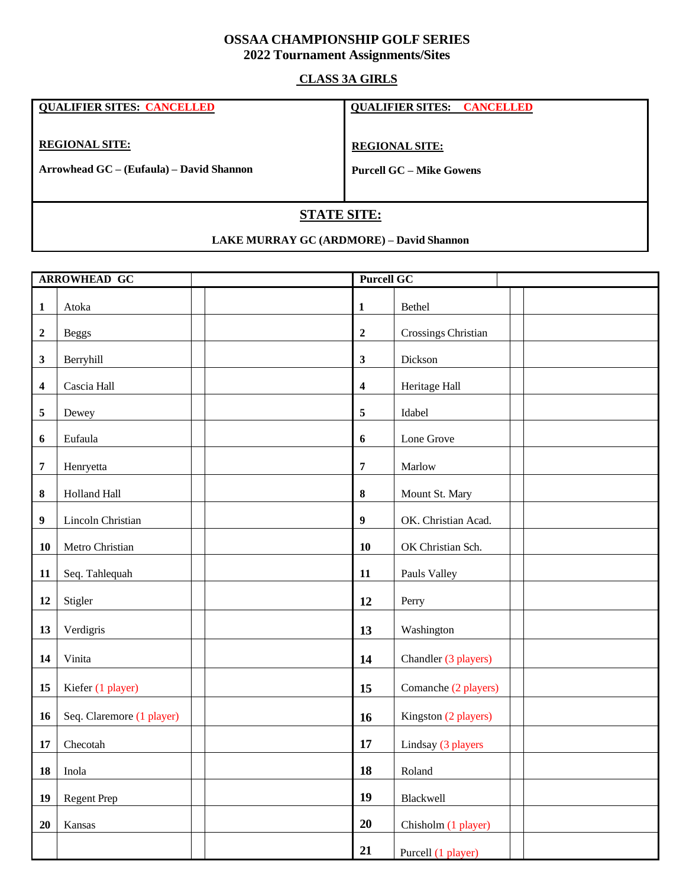**OSSAA CHAMPIONSHIP GOLF SERIES**
**2022 Tournament Assignments/Sites**

**CLASS 3A GIRLS**

| QUALIFIER SITES: CANCELLED | QUALIFIER SITES: CANCELLED |
|---|---|
| **REGIONAL SITE:** | **REGIONAL SITE:** |
| **Arrowhead GC – (Eufaula) – David Shannon** | **Purcell GC – Mike Gowens** |

**STATE SITE:**

**LAKE MURRAY GC (ARDMORE) – David Shannon**

| ARROWHEAD GC | | | | Purcell GC | | | |
|---|---|---|---|---|---|---|---|
| **1** | Atoka | | | **1** | Bethel | | |
| **2** | Beggs | | | **2** | Crossings Christian | | |
| **3** | Berryhill | | | **3** | Dickson | | |
| **4** | Cascia Hall | | | **4** | Heritage Hall | | |
| **5** | Dewey | | | **5** | Idabel | | |
| **6** | Eufaula | | | **6** | Lone Grove | | |
| **7** | Henryetta | | | **7** | Marlow | | |
| **8** | Holland Hall | | | **8** | Mount St. Mary | | |
| **9** | Lincoln Christian | | | **9** | OK. Christian Acad. | | |
| **10** | Metro Christian | | | **10** | OK Christian Sch. | | |
| **11** | Seq. Tahlequah | | | **11** | Pauls Valley | | |
| **12** | Stigler | | | **12** | Perry | | |
| **13** | Verdigris | | | **13** | Washington | | |
| **14** | Vinita | | | **14** | Chandler (3 players) | | |
| **15** | Kiefer (1 player) | | | **15** | Comanche (2 players) | | |
| **16** | Seq. Claremore (1 player) | | | **16** | Kingston (2 players) | | |
| **17** | Checotah | | | **17** | Lindsay (3 players | | |
| **18** | Inola | | | **18** | Roland | | |
| **19** | Regent Prep | | | **19** | Blackwell | | |
| **20** | Kansas | | | **20** | Chisholm (1 player) | | |
| | | | | **21** | Purcell (1 player) | | |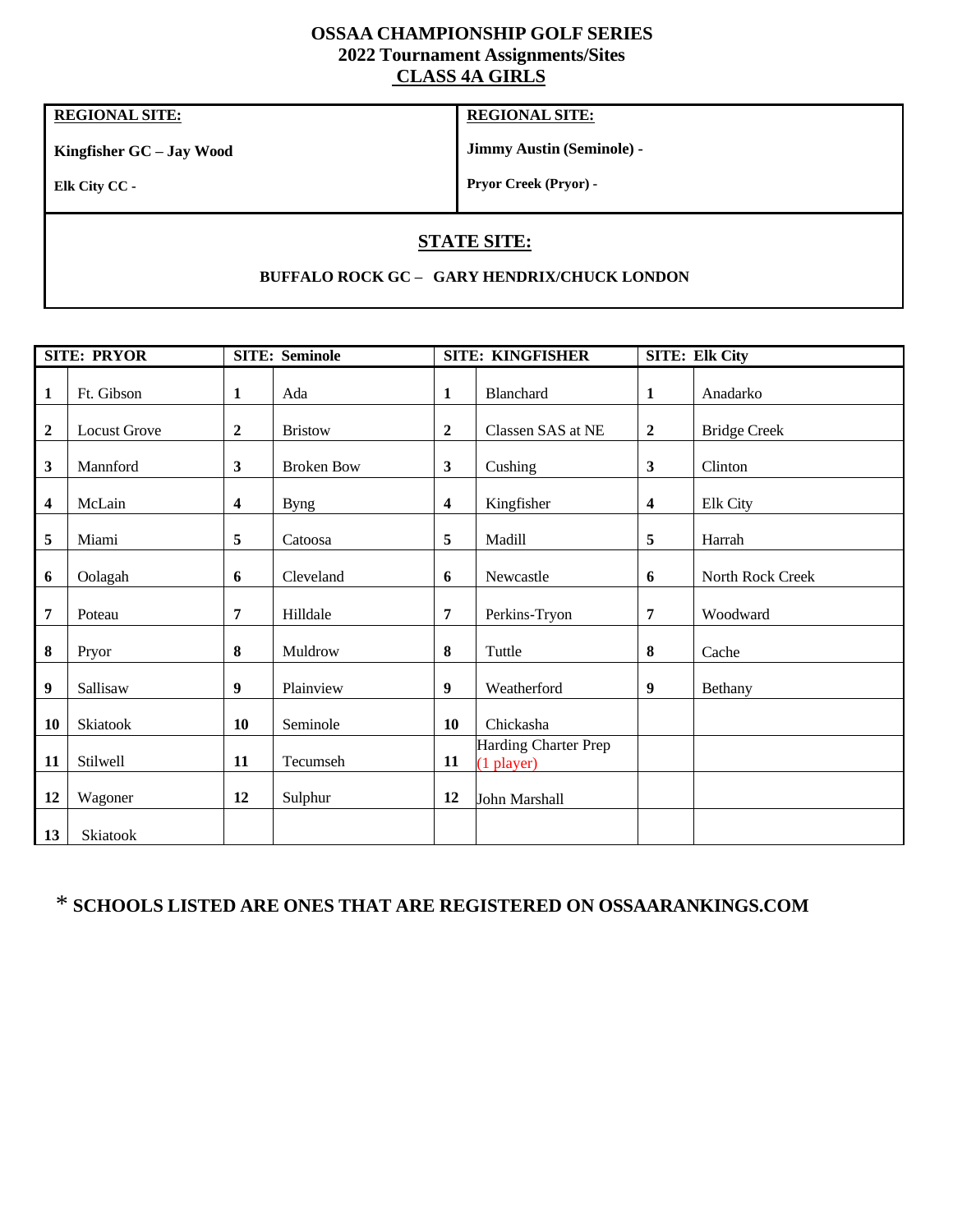# OSSAA CHAMPIONSHIP GOLF SERIES
## 2022 Tournament Assignments/Sites
## CLASS 4A GIRLS

| **REGIONAL SITE:** | **REGIONAL SITE:** |
|---|---|
| **Kingfisher GC – Jay Wood** | **Jimmy Austin (Seminole) -** |
| **Elk City CC -** | **Pryor Creek (Pryor) -** |

**STATE SITE:**

**BUFFALO ROCK GC – GARY HENDRIX/CHUCK LONDON**

| **SITE: PRYOR** | | **SITE: Seminole** | | **SITE: KINGFISHER** | | **SITE: Elk City** | |
|---|---|---|---|---|---|---|---|
| **1** | Ft. Gibson | **1** | Ada | **1** | Blanchard | **1** | Anadarko |
| **2** | Locust Grove | **2** | Bristow | **2** | Classen SAS at NE | **2** | Bridge Creek |
| **3** | Mannford | **3** | Broken Bow | **3** | Cushing | **3** | Clinton |
| **4** | McLain | **4** | Byng | **4** | Kingfisher | **4** | Elk City |
| **5** | Miami | **5** | Catoosa | **5** | Madill | **5** | Harrah |
| **6** | Oolagah | **6** | Cleveland | **6** | Newcastle | **6** | North Rock Creek |
| **7** | Poteau | **7** | Hilldale | **7** | Perkins-Tryon | **7** | Woodward |
| **8** | Pryor | **8** | Muldrow | **8** | Tuttle | **8** | Cache |
| **9** | Sallisaw | **9** | Plainview | **9** | Weatherford | **9** | Bethany |
| **10** | Skiatook | **10** | Seminole | **10** | Chickasha | | |
| **11** | Stilwell | **11** | Tecumseh | **11** | Harding Charter Prep (1 player) | | |
| **12** | Wagoner | **12** | Sulphur | **12** | John Marshall | | |
| **13** | Skiatook | | | | | | |

**\* SCHOOLS LISTED ARE ONES THAT ARE REGISTERED ON OSSAARANKINGS.COM**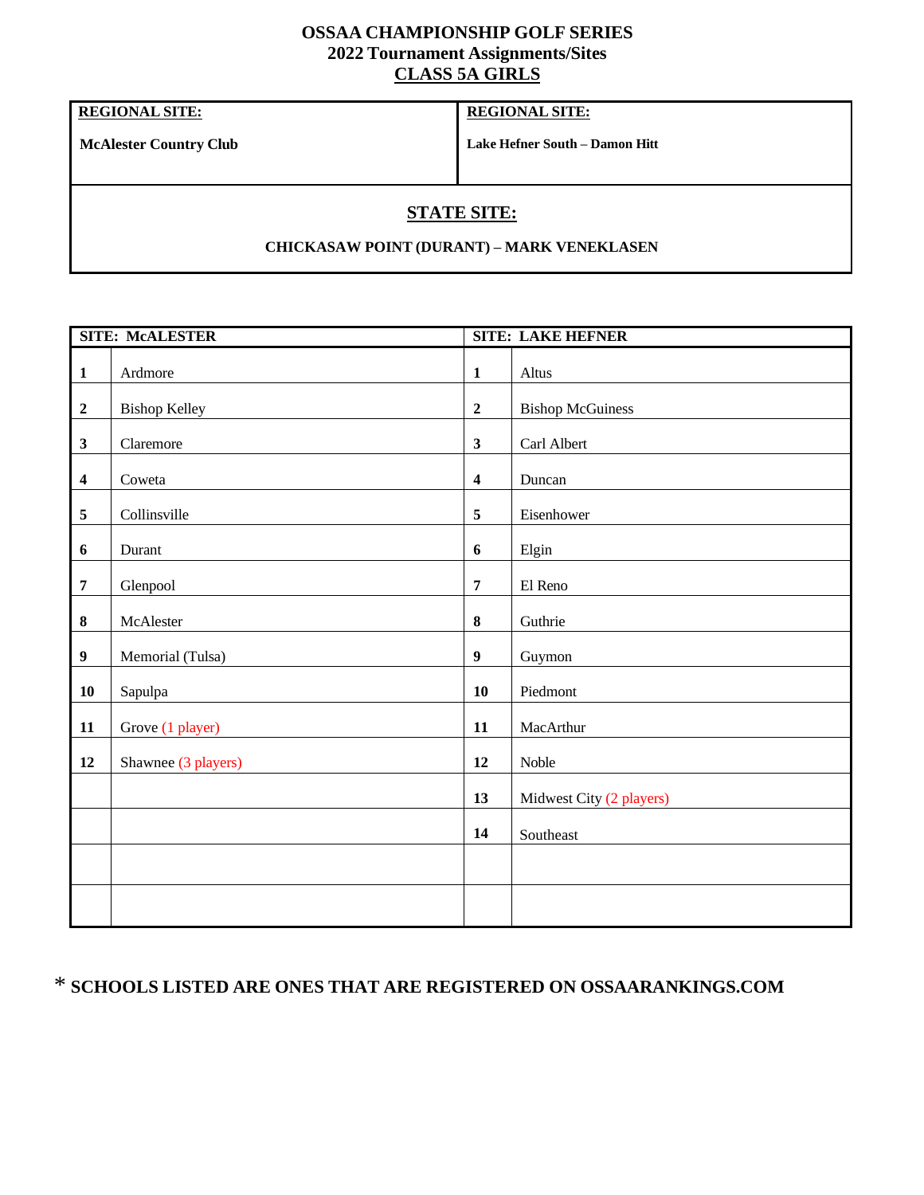# OSSAA CHAMPIONSHIP GOLF SERIES
## 2022 Tournament Assignments/Sites
## CLASS 5A GIRLS

| **REGIONAL SITE:** | **REGIONAL SITE:** |
|---|---|
| **McAlester Country Club** | **Lake Hefner South – Damon Hitt** |

**STATE SITE:**

**CHICKASAW POINT (DURANT) – MARK VENEKLASEN**

| **SITE: McALESTER** | | **SITE: LAKE HEFNER** | |
|---|---|---|---|
| **1** | Ardmore | **1** | Altus |
| **2** | Bishop Kelley | **2** | Bishop McGuiness |
| **3** | Claremore | **3** | Carl Albert |
| **4** | Coweta | **4** | Duncan |
| **5** | Collinsville | **5** | Eisenhower |
| **6** | Durant | **6** | Elgin |
| **7** | Glenpool | **7** | El Reno |
| **8** | McAlester | **8** | Guthrie |
| **9** | Memorial (Tulsa) | **9** | Guymon |
| **10** | Sapulpa | **10** | Piedmont |
| **11** | Grove (1 player) | **11** | MacArthur |
| **12** | Shawnee (3 players) | **12** | Noble |
| | | **13** | Midwest City (2 players) |
| | | **14** | Southeast |
| | | | |
| | | | |

\* **SCHOOLS LISTED ARE ONES THAT ARE REGISTERED ON OSSAARANKINGS.COM**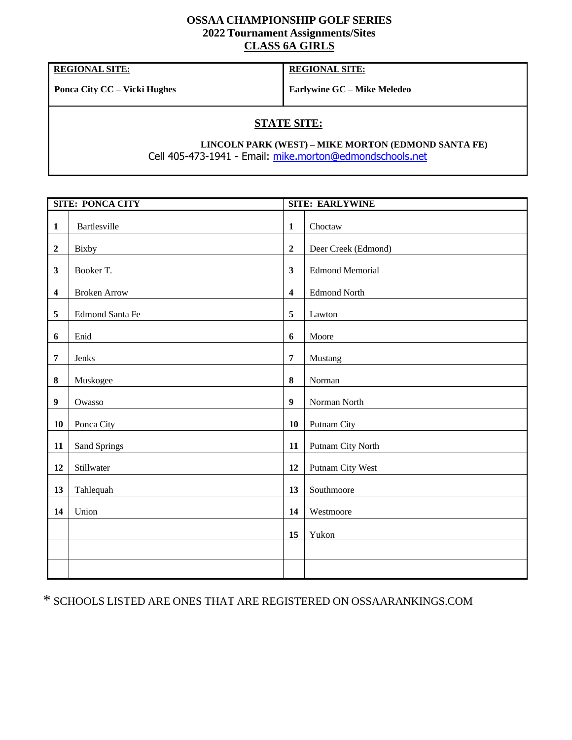# OSSAA CHAMPIONSHIP GOLF SERIES
## 2022 Tournament Assignments/Sites
## CLASS 6A GIRLS

| REGIONAL SITE: | REGIONAL SITE: |
|---|---|
| **Ponca City CC – Vicki Hughes** | **Earlywine GC – Mike Meledeo** |

**STATE SITE:**

**LINCOLN PARK (WEST) – MIKE MORTON (EDMOND SANTA FE)**
Cell 405-473-1941 - Email: mike.morton@edmondschools.net

| SITE: PONCA CITY | | SITE: EARLYWINE | |
|---|---|---|---|
| **1** | Bartlesville | **1** | Choctaw |
| **2** | Bixby | **2** | Deer Creek (Edmond) |
| **3** | Booker T. | **3** | Edmond Memorial |
| **4** | Broken Arrow | **4** | Edmond North |
| **5** | Edmond Santa Fe | **5** | Lawton |
| **6** | Enid | **6** | Moore |
| **7** | Jenks | **7** | Mustang |
| **8** | Muskogee | **8** | Norman |
| **9** | Owasso | **9** | Norman North |
| **10** | Ponca City | **10** | Putnam City |
| **11** | Sand Springs | **11** | Putnam City North |
| **12** | Stillwater | **12** | Putnam City West |
| **13** | Tahlequah | **13** | Southmoore |
| **14** | Union | **14** | Westmoore |
| | | **15** | Yukon |
| | | | |
| | | | |

* SCHOOLS LISTED ARE ONES THAT ARE REGISTERED ON OSSAARANKINGS.COM